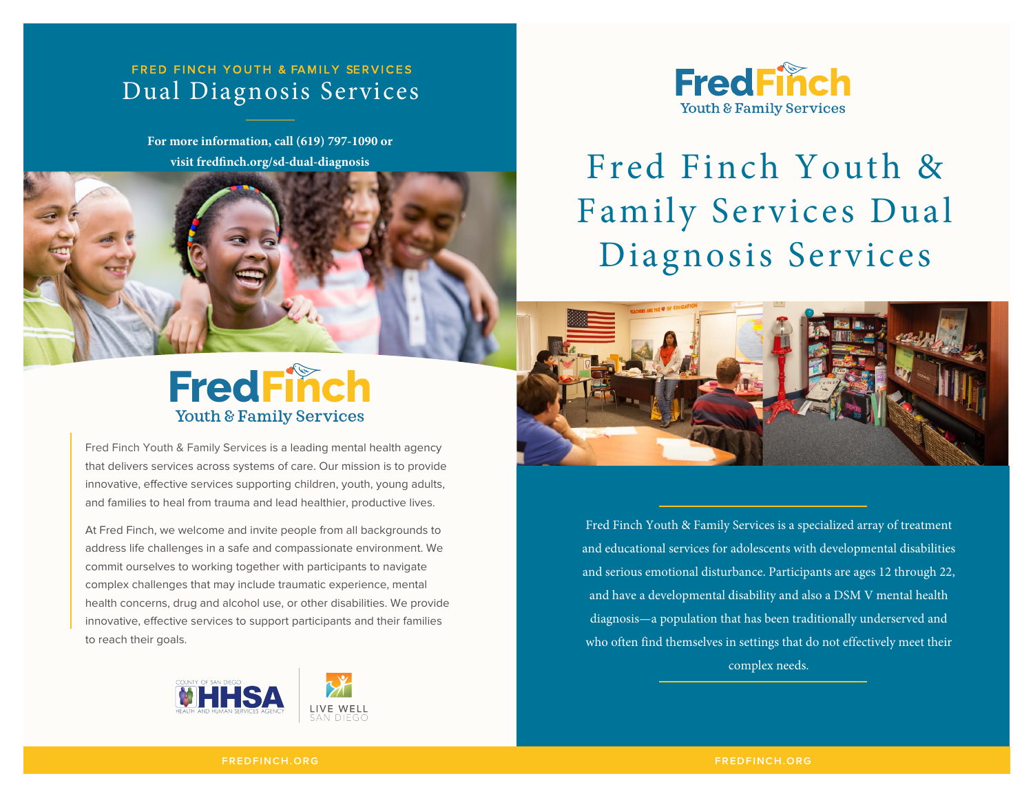FRED FINCH YOUTH & FAMILY SERVICES

# Dual Diagnosis Services

**For more information, call (619) 797-1090 or visit fredfinch.org/sd-dual-diagnosis**

FredFinch
Youth & Family Services

Fred Finch Youth & Family Services is a leading mental health agency that delivers services across systems of care. Our mission is to provide innovative, effective services supporting children, youth, young adults, and families to heal from trauma and lead healthier, productive lives.

At Fred Finch, we welcome and invite people from all backgrounds to address life challenges in a safe and compassionate environment. We commit ourselves to working together with participants to navigate complex challenges that may include traumatic experience, mental health concerns, drug and alcohol use, or other disabilities. We provide innovative, effective services to support participants and their families to reach their goals.

COUNTY OF SAN DIEGO HHSA HEALTH AND HUMAN SERVICES AGENCY

LIVE WELL SAN DIEGO

FREDFINCH.ORG

FredFinch
Youth & Family Services

# Fred Finch Youth & Family Services Dual Diagnosis Services

Fred Finch Youth & Family Services is a specialized array of treatment and educational services for adolescents with developmental disabilities and serious emotional disturbance. Participants are ages 12 through 22, and have a developmental disability and also a DSM V mental health diagnosis—a population that has been traditionally underserved and who often find themselves in settings that do not effectively meet their complex needs.

FREDFINCH.ORG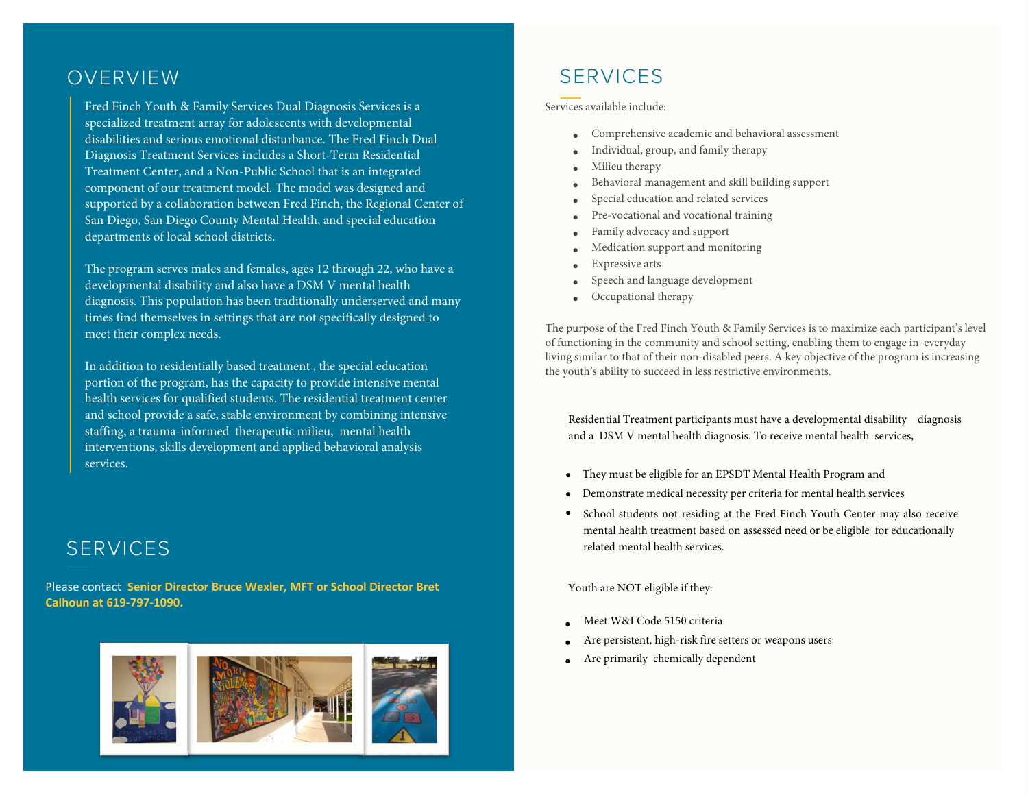## OVERVIEW

Fred Finch Youth & Family Services Dual Diagnosis Services is a specialized treatment array for adolescents with developmental disabilities and serious emotional disturbance. The Fred Finch Dual Diagnosis Treatment Services includes a Short-Term Residential Treatment Center, and a Non-Public School that is an integrated component of our treatment model. The model was designed and supported by a collaboration between Fred Finch, the Regional Center of San Diego, San Diego County Mental Health, and special education departments of local school districts.

The program serves males and females, ages 12 through 22, who have a developmental disability and also have a DSM V mental health diagnosis. This population has been traditionally underserved and many times find themselves in settings that are not specifically designed to meet their complex needs.

In addition to residentially based treatment , the special education portion of the program, has the capacity to provide intensive mental health services for qualified students. The residential treatment center and school provide a safe, stable environment by combining intensive staffing, a trauma-informed therapeutic milieu, mental health interventions, skills development and applied behavioral analysis services.

## SERVICES

Please contact **Senior Director Bruce Wexler, MFT or School Director Bret Calhoun at 619-797-1090.**

## SERVICES

Services available include:

- Comprehensive academic and behavioral assessment
- Individual, group, and family therapy
- Milieu therapy
- Behavioral management and skill building support
- Special education and related services
- Pre-vocational and vocational training
- Family advocacy and support
- Medication support and monitoring
- Expressive arts
- Speech and language development
- Occupational therapy

The purpose of the Fred Finch Youth & Family Services is to maximize each participant's level of functioning in the community and school setting, enabling them to engage in everyday living similar to that of their non-disabled peers. A key objective of the program is increasing the youth's ability to succeed in less restrictive environments.

Residential Treatment participants must have a developmental disability diagnosis and a DSM V mental health diagnosis. To receive mental health services,

- They must be eligible for an EPSDT Mental Health Program and
- Demonstrate medical necessity per criteria for mental health services
- School students not residing at the Fred Finch Youth Center may also receive mental health treatment based on assessed need or be eligible for educationally related mental health services.

Youth are NOT eligible if they:

- Meet W&I Code 5150 criteria
- Are persistent, high-risk fire setters or weapons users
- Are primarily chemically dependent